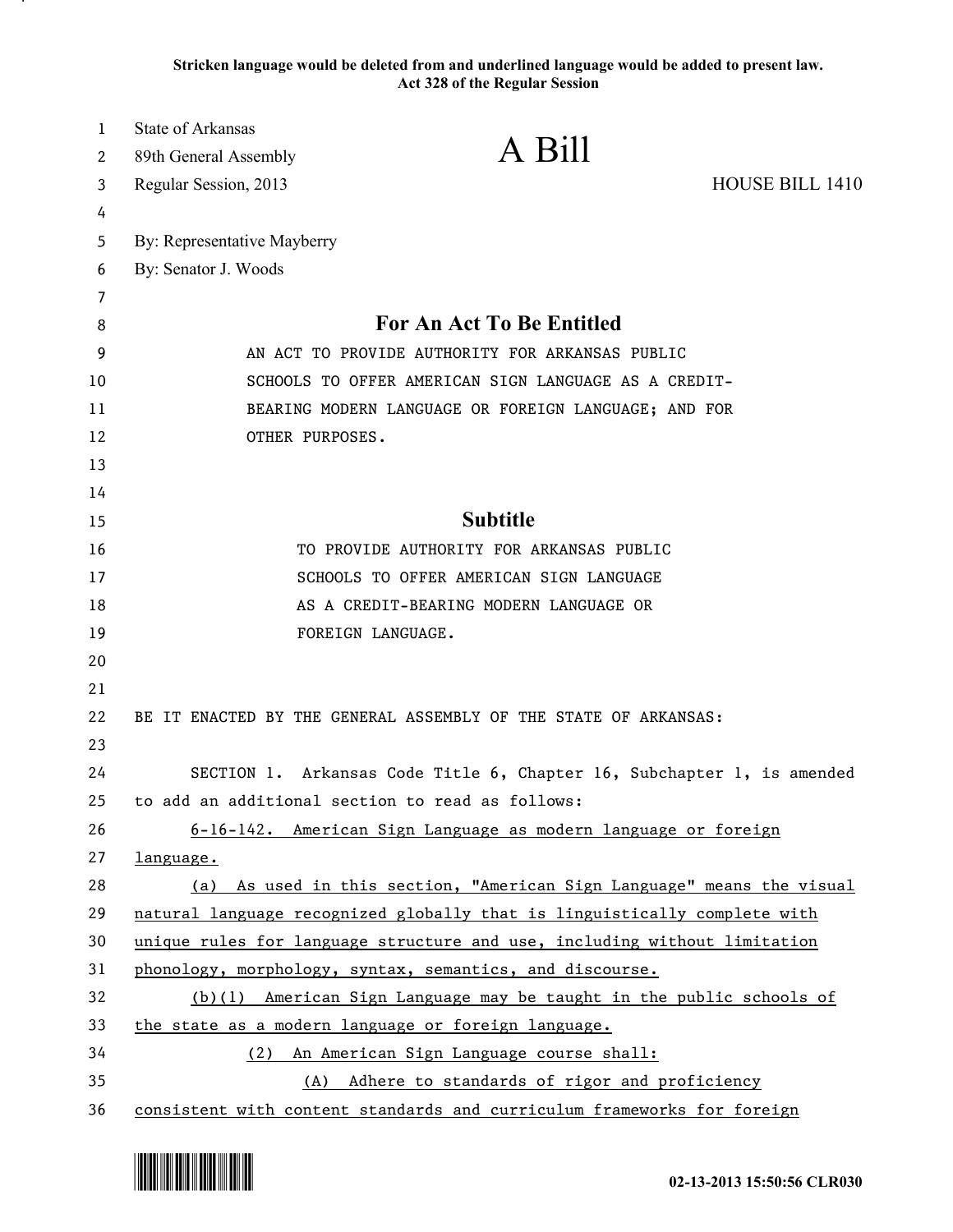**Stricken language would be deleted from and underlined language would be added to present law.**
**Act 328 of the Regular Session**

State of Arkansas
89th General Assembly
Regular Session, 2013

# A Bill

HOUSE BILL 1410

By: Representative Mayberry
By: Senator J. Woods

## For An Act To Be Entitled

AN ACT TO PROVIDE AUTHORITY FOR ARKANSAS PUBLIC SCHOOLS TO OFFER AMERICAN SIGN LANGUAGE AS A CREDIT-BEARING MODERN LANGUAGE OR FOREIGN LANGUAGE; AND FOR OTHER PURPOSES.

## Subtitle

TO PROVIDE AUTHORITY FOR ARKANSAS PUBLIC SCHOOLS TO OFFER AMERICAN SIGN LANGUAGE AS A CREDIT-BEARING MODERN LANGUAGE OR FOREIGN LANGUAGE.

BE IT ENACTED BY THE GENERAL ASSEMBLY OF THE STATE OF ARKANSAS:

SECTION 1. Arkansas Code Title 6, Chapter 16, Subchapter 1, is amended to add an additional section to read as follows:

<u>6-16-142. American Sign Language as modern language or foreign language.</u>

<u>(a) As used in this section, "American Sign Language" means the visual natural language recognized globally that is linguistically complete with unique rules for language structure and use, including without limitation phonology, morphology, syntax, semantics, and discourse.</u>

<u>(b)(1) American Sign Language may be taught in the public schools of the state as a modern language or foreign language.</u>

<u>(2) An American Sign Language course shall:</u>

<u>(A) Adhere to standards of rigor and proficiency consistent with content standards and curriculum frameworks for foreign</u>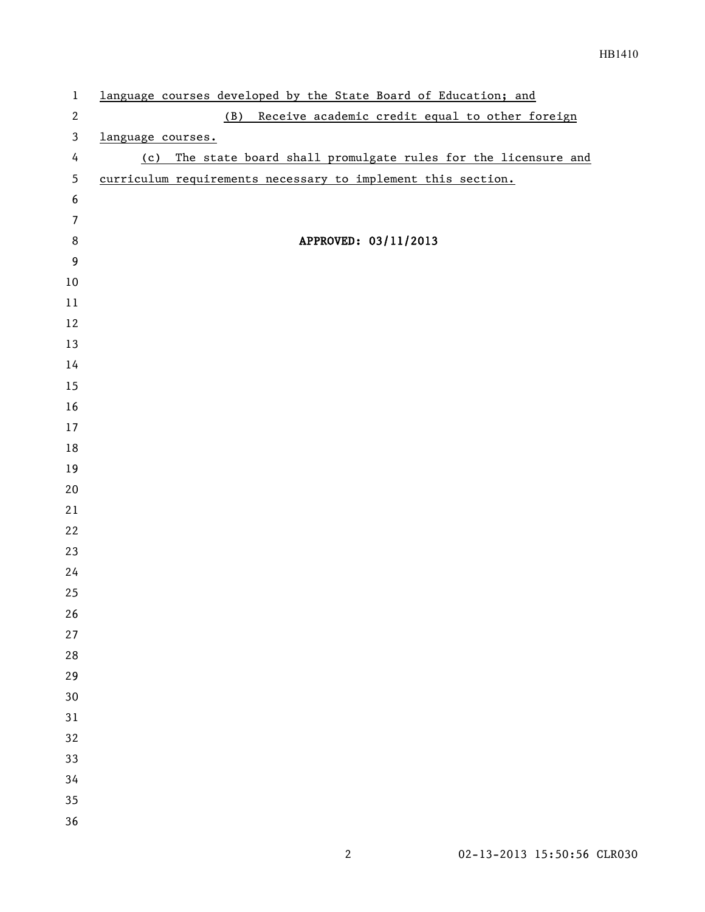language courses developed by the State Board of Education; and

(B) Receive academic credit equal to other foreign language courses.

(c) The state board shall promulgate rules for the licensure and curriculum requirements necessary to implement this section.

**APPROVED: 03/11/2013**

02-13-2013 15:50:56 CLR030